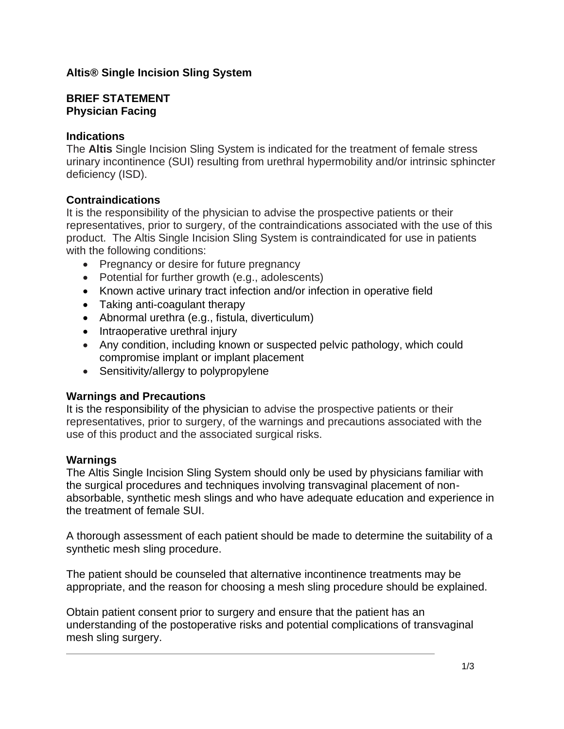# Altis® Single Incision Sling System

## BRIEF STATEMENT
## Physician Facing

### Indications

The **Altis** Single Incision Sling System is indicated for the treatment of female stress urinary incontinence (SUI) resulting from urethral hypermobility and/or intrinsic sphincter deficiency (ISD).

### Contraindications

It is the responsibility of the physician to advise the prospective patients or their representatives, prior to surgery, of the contraindications associated with the use of this product. The Altis Single Incision Sling System is contraindicated for use in patients with the following conditions:

- Pregnancy or desire for future pregnancy
- Potential for further growth (e.g., adolescents)
- Known active urinary tract infection and/or infection in operative field
- Taking anti-coagulant therapy
- Abnormal urethra (e.g., fistula, diverticulum)
- Intraoperative urethral injury
- Any condition, including known or suspected pelvic pathology, which could compromise implant or implant placement
- Sensitivity/allergy to polypropylene

### Warnings and Precautions

It is the responsibility of the physician to advise the prospective patients or their representatives, prior to surgery, of the warnings and precautions associated with the use of this product and the associated surgical risks.

### Warnings

The Altis Single Incision Sling System should only be used by physicians familiar with the surgical procedures and techniques involving transvaginal placement of non-absorbable, synthetic mesh slings and who have adequate education and experience in the treatment of female SUI.

A thorough assessment of each patient should be made to determine the suitability of a synthetic mesh sling procedure.

The patient should be counseled that alternative incontinence treatments may be appropriate, and the reason for choosing a mesh sling procedure should be explained.

Obtain patient consent prior to surgery and ensure that the patient has an understanding of the postoperative risks and potential complications of transvaginal mesh sling surgery.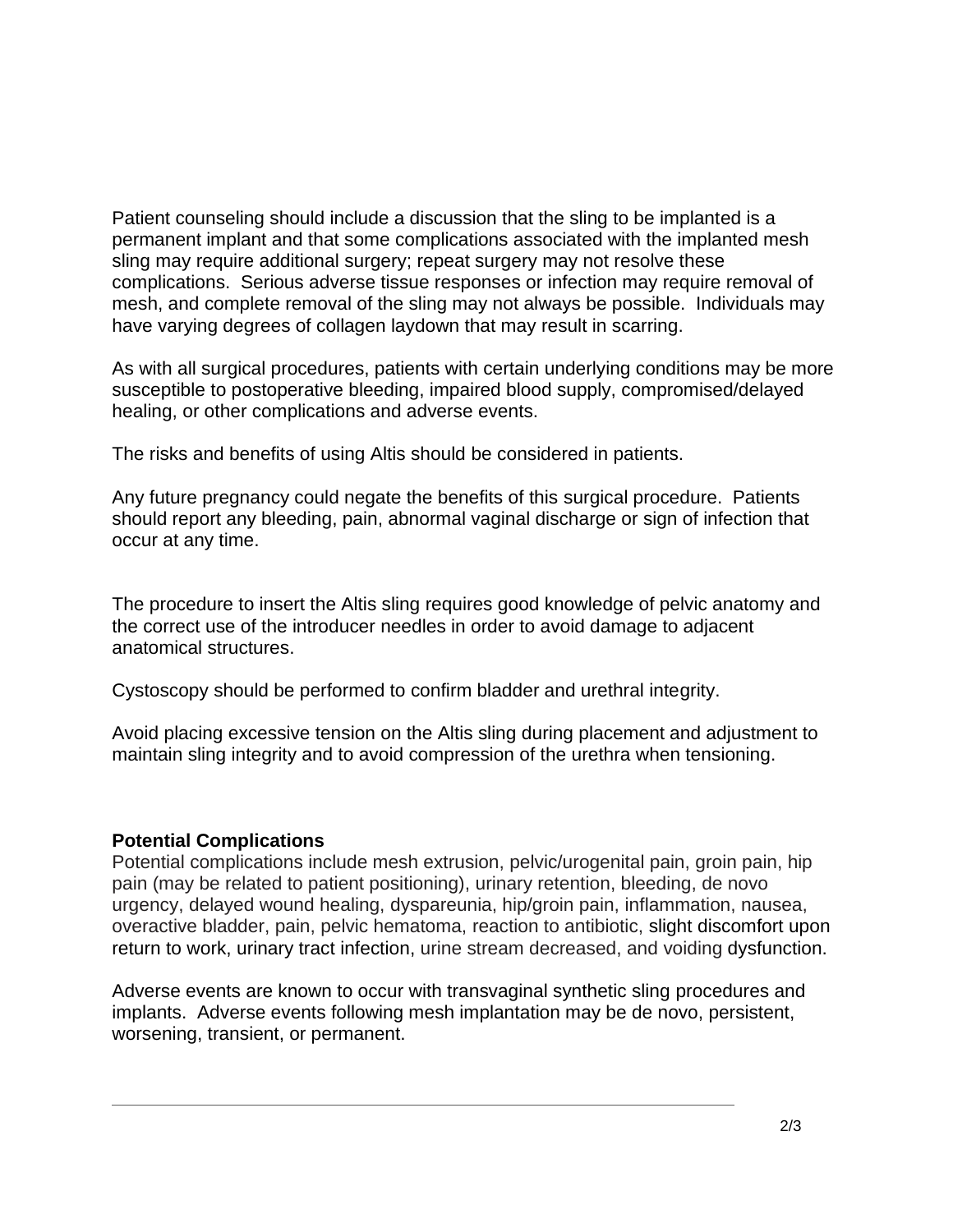Patient counseling should include a discussion that the sling to be implanted is a permanent implant and that some complications associated with the implanted mesh sling may require additional surgery; repeat surgery may not resolve these complications. Serious adverse tissue responses or infection may require removal of mesh, and complete removal of the sling may not always be possible. Individuals may have varying degrees of collagen laydown that may result in scarring.

As with all surgical procedures, patients with certain underlying conditions may be more susceptible to postoperative bleeding, impaired blood supply, compromised/delayed healing, or other complications and adverse events.

The risks and benefits of using Altis should be considered in patients.

Any future pregnancy could negate the benefits of this surgical procedure. Patients should report any bleeding, pain, abnormal vaginal discharge or sign of infection that occur at any time.

The procedure to insert the Altis sling requires good knowledge of pelvic anatomy and the correct use of the introducer needles in order to avoid damage to adjacent anatomical structures.

Cystoscopy should be performed to confirm bladder and urethral integrity.

Avoid placing excessive tension on the Altis sling during placement and adjustment to maintain sling integrity and to avoid compression of the urethra when tensioning.

**Potential Complications**

Potential complications include mesh extrusion, pelvic/urogenital pain, groin pain, hip pain (may be related to patient positioning), urinary retention, bleeding, de novo urgency, delayed wound healing, dyspareunia, hip/groin pain, inflammation, nausea, overactive bladder, pain, pelvic hematoma, reaction to antibiotic, slight discomfort upon return to work, urinary tract infection, urine stream decreased, and voiding dysfunction.

Adverse events are known to occur with transvaginal synthetic sling procedures and implants. Adverse events following mesh implantation may be de novo, persistent, worsening, transient, or permanent.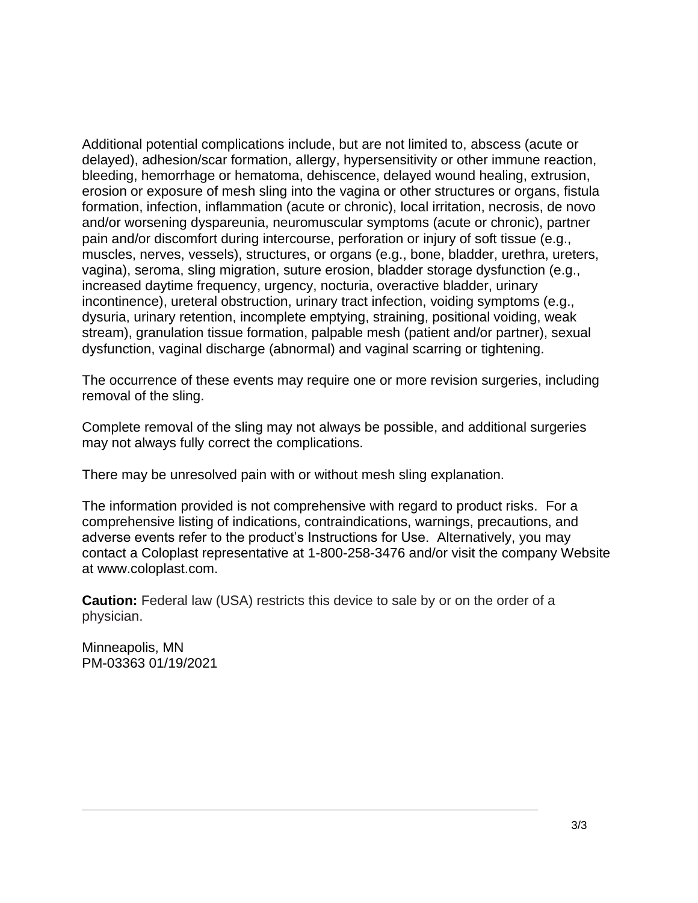Additional potential complications include, but are not limited to, abscess (acute or delayed), adhesion/scar formation, allergy, hypersensitivity or other immune reaction, bleeding, hemorrhage or hematoma, dehiscence, delayed wound healing, extrusion, erosion or exposure of mesh sling into the vagina or other structures or organs, fistula formation, infection, inflammation (acute or chronic), local irritation, necrosis, de novo and/or worsening dyspareunia, neuromuscular symptoms (acute or chronic), partner pain and/or discomfort during intercourse, perforation or injury of soft tissue (e.g., muscles, nerves, vessels), structures, or organs (e.g., bone, bladder, urethra, ureters, vagina), seroma, sling migration, suture erosion, bladder storage dysfunction (e.g., increased daytime frequency, urgency, nocturia, overactive bladder, urinary incontinence), ureteral obstruction, urinary tract infection, voiding symptoms (e.g., dysuria, urinary retention, incomplete emptying, straining, positional voiding, weak stream), granulation tissue formation, palpable mesh (patient and/or partner), sexual dysfunction, vaginal discharge (abnormal) and vaginal scarring or tightening.

The occurrence of these events may require one or more revision surgeries, including removal of the sling.

Complete removal of the sling may not always be possible, and additional surgeries may not always fully correct the complications.

There may be unresolved pain with or without mesh sling explanation.

The information provided is not comprehensive with regard to product risks. For a comprehensive listing of indications, contraindications, warnings, precautions, and adverse events refer to the product's Instructions for Use. Alternatively, you may contact a Coloplast representative at 1-800-258-3476 and/or visit the company Website at www.coloplast.com.

**Caution:** Federal law (USA) restricts this device to sale by or on the order of a physician.

Minneapolis, MN
PM-03363 01/19/2021